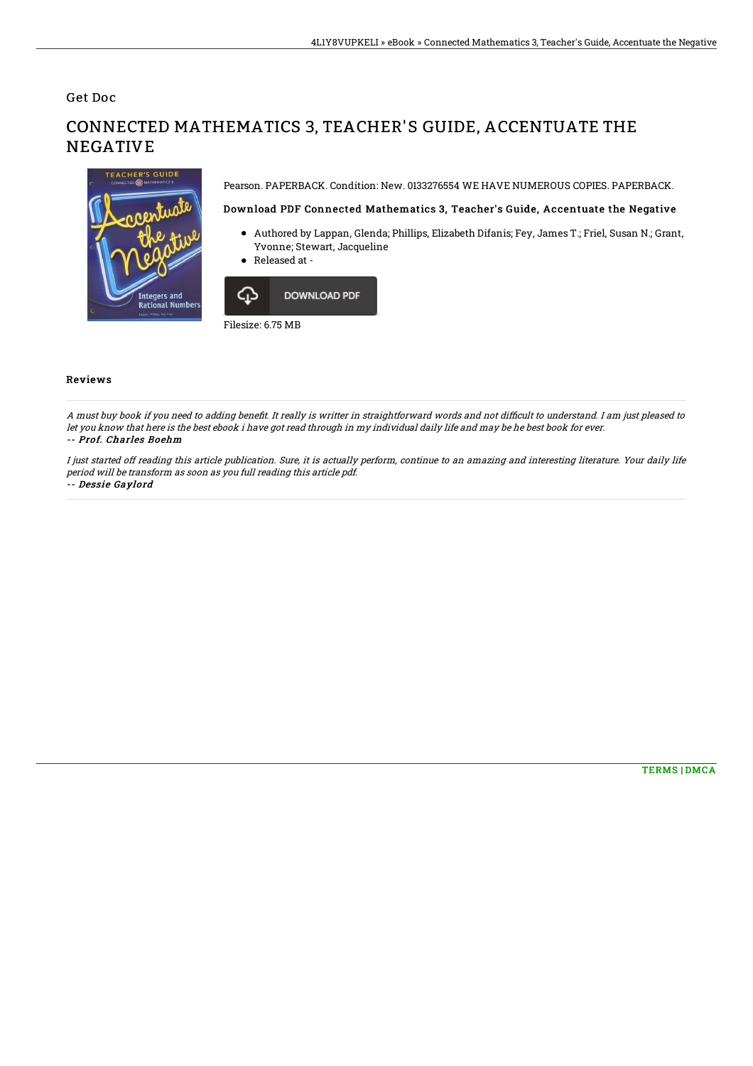Get Doc

# CONNECTED MATHEMATICS 3, TEACHER'S GUIDE, ACCENTUATE THE NEGATIVE

Pearson. PAPERBACK. Condition: New. 0133276554 WE HAVE NUMEROUS COPIES. PAPERBACK.

### Download PDF Connected Mathematics 3, Teacher's Guide, Accentuate the Negative

- Authored by Lappan, Glenda; Phillips, Elizabeth Difanis; Fey, James T.; Friel, Susan N.; Grant, Yvonne; Stewart, Jacqueline
- Released at -

DOWNLOAD PDF

Filesize: 6.75 MB

## Reviews

*A must buy book if you need to adding benefit. It really is writter in straightforward words and not difficult to understand. I am just pleased to let you know that here is the best ebook i have got read through in my individual daily life and may be he best book for ever.*

-- ***Prof. Charles Boehm***

*I just started off reading this article publication. Sure, it is actually perform, continue to an amazing and interesting literature. Your daily life period will be transform as soon as you full reading this article pdf.*

-- ***Dessie Gaylord***

TERMS | DMCA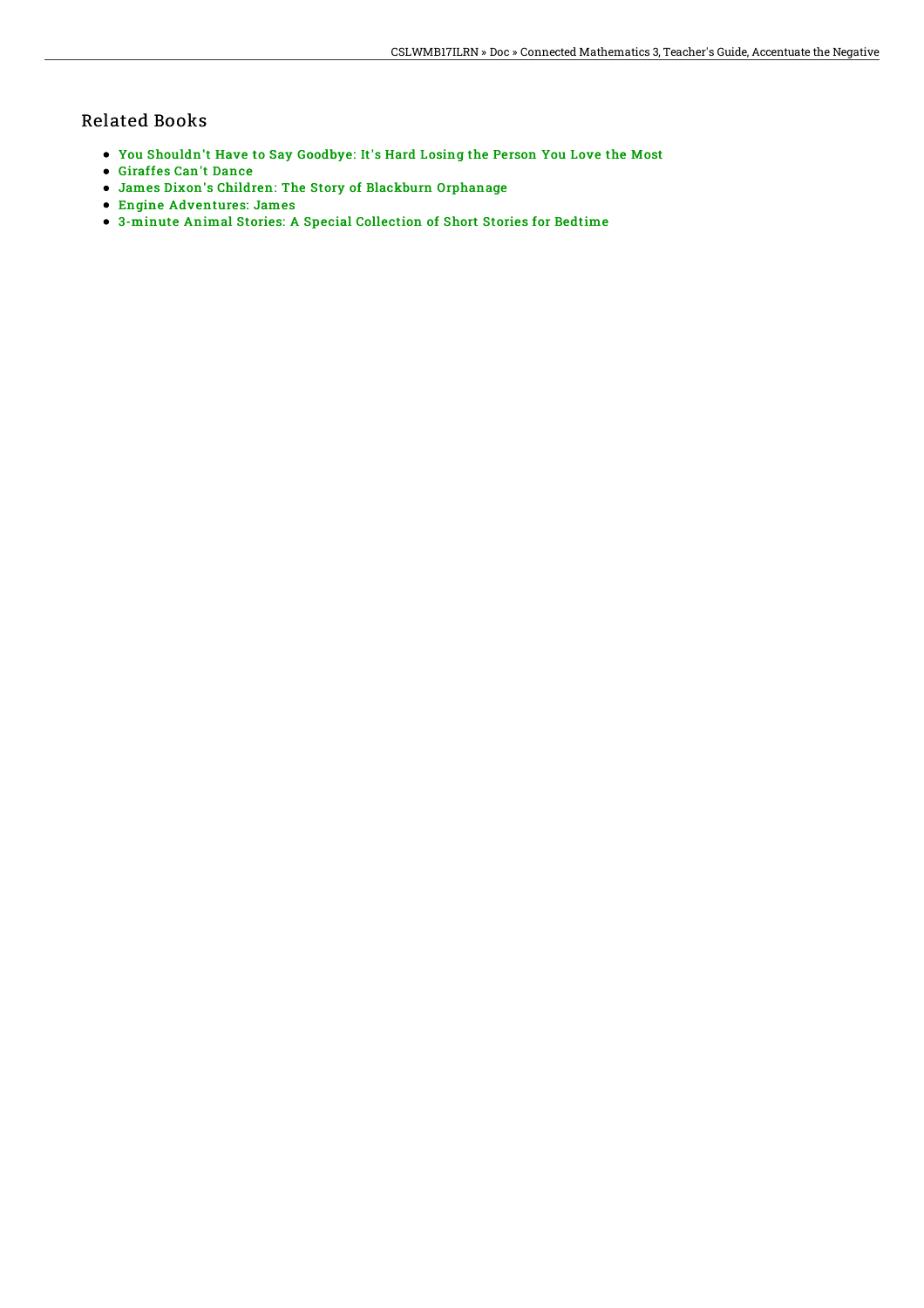## Related Books

- You Shouldn't Have to Say Goodbye: It's Hard Losing the Person You Love the Most
- Giraffes Can't Dance
- James Dixon's Children: The Story of Blackburn Orphanage
- Engine Adventures: James
- 3-minute Animal Stories: A Special Collection of Short Stories for Bedtime